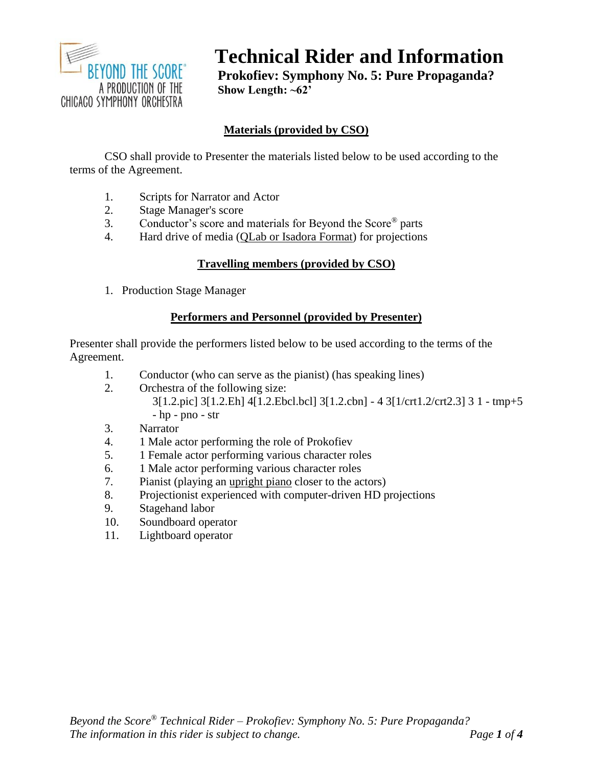BEYOND THE SCORE®
A PRODUCTION OF THE
CHICAGO SYMPHONY ORCHESTRA

# Technical Rider and Information

**Prokofiev: Symphony No. 5: Pure Propaganda?**
**Show Length: ~62'**

## Materials (provided by CSO)

CSO shall provide to Presenter the materials listed below to be used according to the terms of the Agreement.

1. Scripts for Narrator and Actor
2. Stage Manager's score
3. Conductor's score and materials for Beyond the Score® parts
4. Hard drive of media (QLab or Isadora Format) for projections

## Travelling members (provided by CSO)

1. Production Stage Manager

## Performers and Personnel (provided by Presenter)

Presenter shall provide the performers listed below to be used according to the terms of the Agreement.

1. Conductor (who can serve as the pianist) (has speaking lines)
2. Orchestra of the following size:
   3[1.2.pic] 3[1.2.Eh] 4[1.2.Ebcl.bcl] 3[1.2.cbn] - 4 3[1/crt1.2/crt2.3] 3 1 - tmp+5 - hp - pno - str
3. Narrator
4. 1 Male actor performing the role of Prokofiev
5. 1 Female actor performing various character roles
6. 1 Male actor performing various character roles
7. Pianist (playing an upright piano closer to the actors)
8. Projectionist experienced with computer-driven HD projections
9. Stagehand labor
10. Soundboard operator
11. Lightboard operator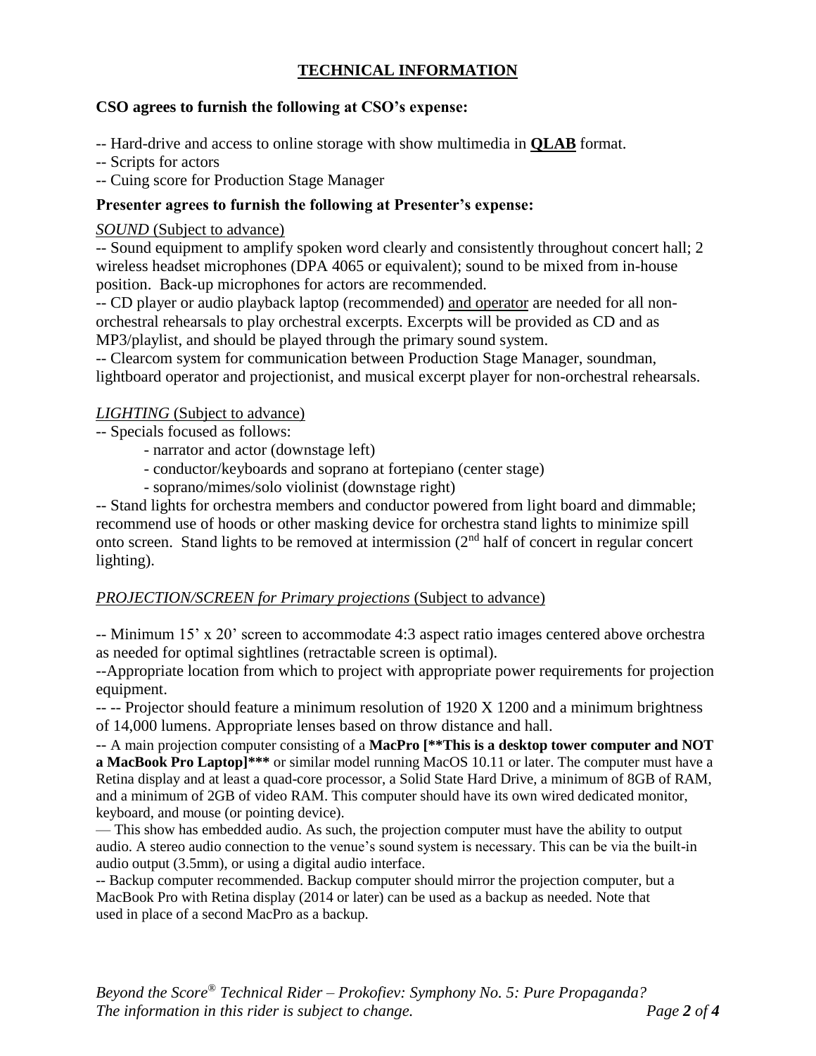## TECHNICAL INFORMATION

**CSO agrees to furnish the following at CSO's expense:**

-- Hard-drive and access to online storage with show multimedia in **QLAB** format.
-- Scripts for actors
-- Cuing score for Production Stage Manager

**Presenter agrees to furnish the following at Presenter's expense:**

*SOUND* (Subject to advance)

-- Sound equipment to amplify spoken word clearly and consistently throughout concert hall; 2 wireless headset microphones (DPA 4065 or equivalent); sound to be mixed from in-house position. Back-up microphones for actors are recommended.
-- CD player or audio playback laptop (recommended) and operator are needed for all non-orchestral rehearsals to play orchestral excerpts. Excerpts will be provided as CD and as MP3/playlist, and should be played through the primary sound system.
-- Clearcom system for communication between Production Stage Manager, soundman, lightboard operator and projectionist, and musical excerpt player for non-orchestral rehearsals.

*LIGHTING* (Subject to advance)

-- Specials focused as follows:
- narrator and actor (downstage left)
- conductor/keyboards and soprano at fortepiano (center stage)
- soprano/mimes/solo violinist (downstage right)

-- Stand lights for orchestra members and conductor powered from light board and dimmable; recommend use of hoods or other masking device for orchestra stand lights to minimize spill onto screen. Stand lights to be removed at intermission (2nd half of concert in regular concert lighting).

*PROJECTION/SCREEN for Primary projections* (Subject to advance)

-- Minimum 15' x 20' screen to accommodate 4:3 aspect ratio images centered above orchestra as needed for optimal sightlines (retractable screen is optimal).
--Appropriate location from which to project with appropriate power requirements for projection equipment.
-- -- Projector should feature a minimum resolution of 1920 X 1200 and a minimum brightness of 14,000 lumens. Appropriate lenses based on throw distance and hall.
-- A main projection computer consisting of a **MacPro [**This is a desktop tower computer and NOT a MacBook Pro Laptop]***** or similar model running MacOS 10.11 or later. The computer must have a Retina display and at least a quad-core processor, a Solid State Hard Drive, a minimum of 8GB of RAM, and a minimum of 2GB of video RAM. This computer should have its own wired dedicated monitor, keyboard, and mouse (or pointing device).
— This show has embedded audio. As such, the projection computer must have the ability to output audio. A stereo audio connection to the venue's sound system is necessary. This can be via the built-in audio output (3.5mm), or using a digital audio interface.
-- Backup computer recommended. Backup computer should mirror the projection computer, but a MacBook Pro with Retina display (2014 or later) can be used as a backup as needed. Note that used in place of a second MacPro as a backup.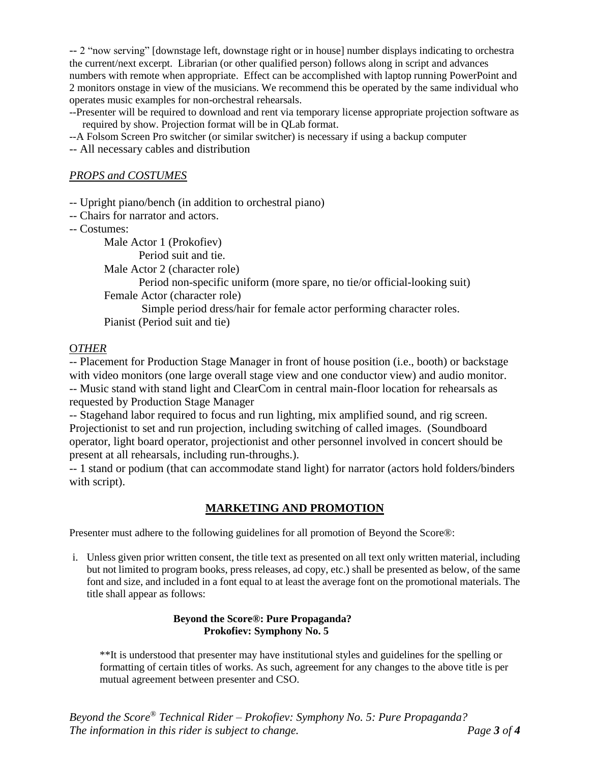-- 2 "now serving" [downstage left, downstage right or in house] number displays indicating to orchestra the current/next excerpt. Librarian (or other qualified person) follows along in script and advances numbers with remote when appropriate. Effect can be accomplished with laptop running PowerPoint and 2 monitors onstage in view of the musicians. We recommend this be operated by the same individual who operates music examples for non-orchestral rehearsals.

--Presenter will be required to download and rent via temporary license appropriate projection software as required by show. Projection format will be in QLab format.

--A Folsom Screen Pro switcher (or similar switcher) is necessary if using a backup computer

-- All necessary cables and distribution

## *PROPS and COSTUMES*

-- Upright piano/bench (in addition to orchestral piano)

-- Chairs for narrator and actors.

-- Costumes:

- Male Actor 1 (Prokofiev)
  - Period suit and tie.
- Male Actor 2 (character role)
  - Period non-specific uniform (more spare, no tie/or official-looking suit)
- Female Actor (character role)
  - Simple period dress/hair for female actor performing character roles.
- Pianist (Period suit and tie)

## *OTHER*

-- Placement for Production Stage Manager in front of house position (i.e., booth) or backstage with video monitors (one large overall stage view and one conductor view) and audio monitor.

-- Music stand with stand light and ClearCom in central main-floor location for rehearsals as requested by Production Stage Manager

-- Stagehand labor required to focus and run lighting, mix amplified sound, and rig screen. Projectionist to set and run projection, including switching of called images. (Soundboard operator, light board operator, projectionist and other personnel involved in concert should be present at all rehearsals, including run-throughs.).

-- 1 stand or podium (that can accommodate stand light) for narrator (actors hold folders/binders with script).

## MARKETING AND PROMOTION

Presenter must adhere to the following guidelines for all promotion of Beyond the Score®:

i. Unless given prior written consent, the title text as presented on all text only written material, including but not limited to program books, press releases, ad copy, etc.) shall be presented as below, of the same font and size, and included in a font equal to at least the average font on the promotional materials. The title shall appear as follows:

   **Beyond the Score®: Pure Propaganda?**
   **Prokofiev: Symphony No. 5**

   **It is understood that presenter may have institutional styles and guidelines for the spelling or formatting of certain titles of works. As such, agreement for any changes to the above title is per mutual agreement between presenter and CSO.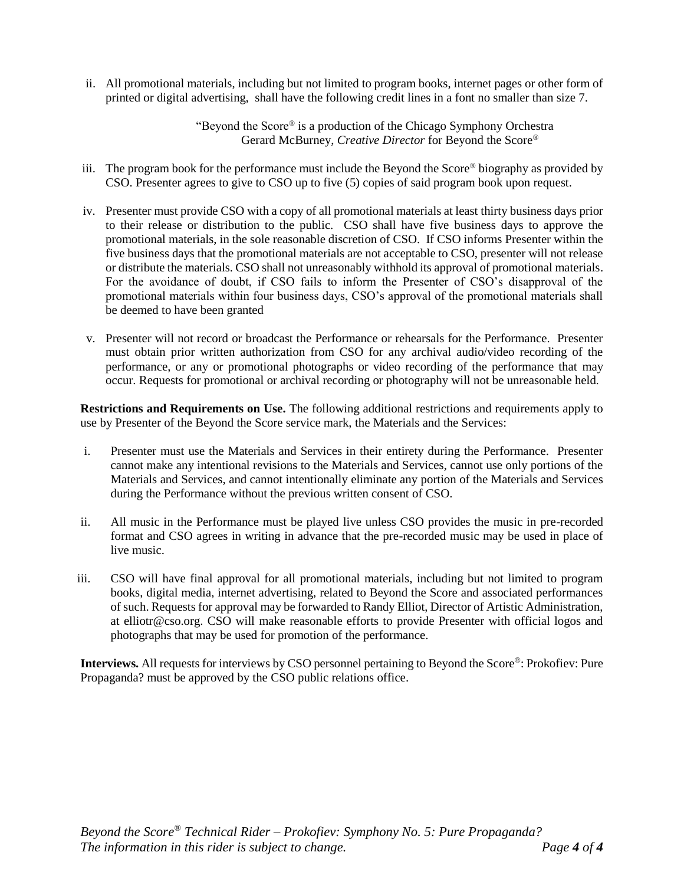ii. All promotional materials, including but not limited to program books, internet pages or other form of printed or digital advertising, shall have the following credit lines in a font no smaller than size 7.

> "Beyond the Score® is a production of the Chicago Symphony Orchestra
> Gerard McBurney, *Creative Director* for Beyond the Score®

iii. The program book for the performance must include the Beyond the Score® biography as provided by CSO. Presenter agrees to give to CSO up to five (5) copies of said program book upon request.

iv. Presenter must provide CSO with a copy of all promotional materials at least thirty business days prior to their release or distribution to the public. CSO shall have five business days to approve the promotional materials, in the sole reasonable discretion of CSO. If CSO informs Presenter within the five business days that the promotional materials are not acceptable to CSO, presenter will not release or distribute the materials. CSO shall not unreasonably withhold its approval of promotional materials. For the avoidance of doubt, if CSO fails to inform the Presenter of CSO's disapproval of the promotional materials within four business days, CSO's approval of the promotional materials shall be deemed to have been granted

v. Presenter will not record or broadcast the Performance or rehearsals for the Performance. Presenter must obtain prior written authorization from CSO for any archival audio/video recording of the performance, or any or promotional photographs or video recording of the performance that may occur. Requests for promotional or archival recording or photography will not be unreasonable held.

**Restrictions and Requirements on Use.** The following additional restrictions and requirements apply to use by Presenter of the Beyond the Score service mark, the Materials and the Services:

i. Presenter must use the Materials and Services in their entirety during the Performance. Presenter cannot make any intentional revisions to the Materials and Services, cannot use only portions of the Materials and Services, and cannot intentionally eliminate any portion of the Materials and Services during the Performance without the previous written consent of CSO.

ii. All music in the Performance must be played live unless CSO provides the music in pre-recorded format and CSO agrees in writing in advance that the pre-recorded music may be used in place of live music.

iii. CSO will have final approval for all promotional materials, including but not limited to program books, digital media, internet advertising, related to Beyond the Score and associated performances of such. Requests for approval may be forwarded to Randy Elliot, Director of Artistic Administration, at elliotr@cso.org. CSO will make reasonable efforts to provide Presenter with official logos and photographs that may be used for promotion of the performance.

**Interviews.** All requests for interviews by CSO personnel pertaining to Beyond the Score®: Prokofiev: Pure Propaganda? must be approved by the CSO public relations office.